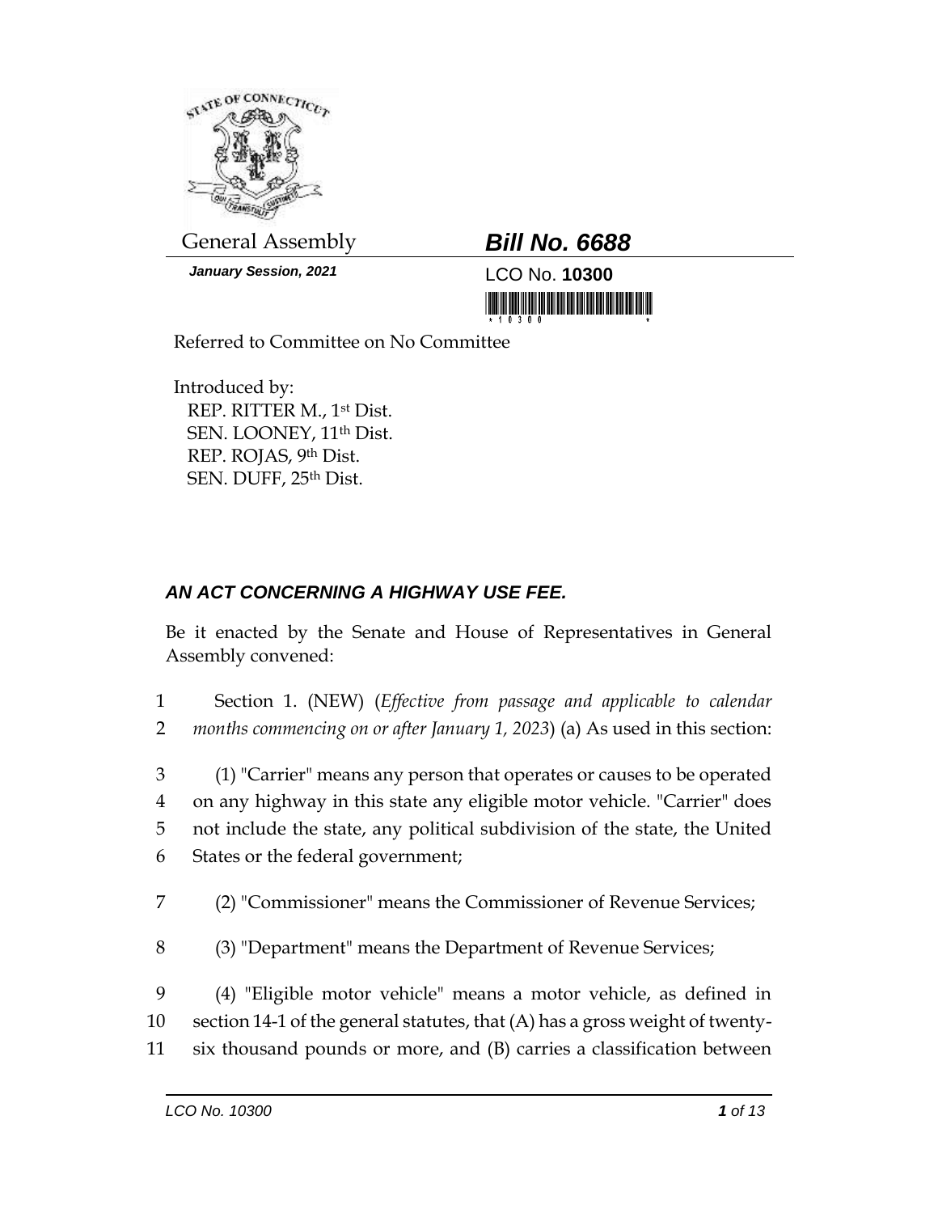General Assembly

# Bill No. 6688

*January Session, 2021*

LCO No. **10300**

Referred to Committee on No Committee

Introduced by:
REP. RITTER M., 1st Dist.
SEN. LOONEY, 11th Dist.
REP. ROJAS, 9th Dist.
SEN. DUFF, 25th Dist.

## *AN ACT CONCERNING A HIGHWAY USE FEE.*

Be it enacted by the Senate and House of Representatives in General Assembly convened:

1 Section 1. (NEW) (*Effective from passage and applicable to calendar*
2 *months commencing on or after January 1, 2023*) (a) As used in this section:

3 (1) "Carrier" means any person that operates or causes to be operated
4 on any highway in this state any eligible motor vehicle. "Carrier" does
5 not include the state, any political subdivision of the state, the United
6 States or the federal government;

7 (2) "Commissioner" means the Commissioner of Revenue Services;

8 (3) "Department" means the Department of Revenue Services;

9 (4) "Eligible motor vehicle" means a motor vehicle, as defined in
10 section 14-1 of the general statutes, that (A) has a gross weight of twenty-
11 six thousand pounds or more, and (B) carries a classification between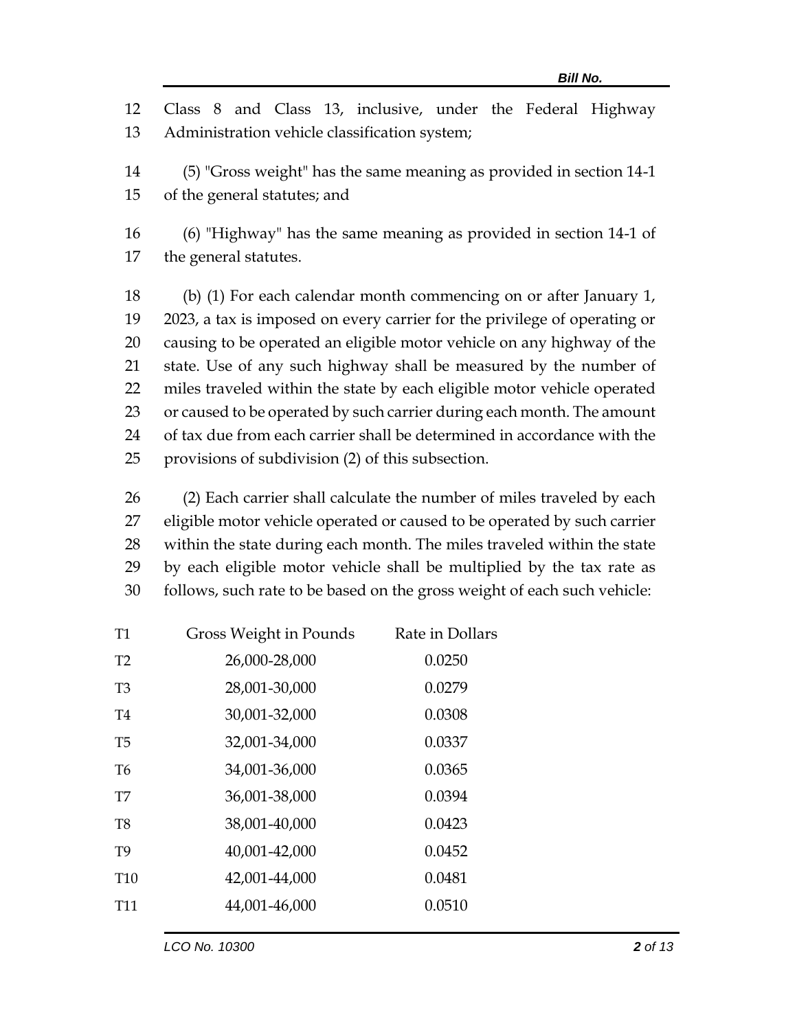Class 8 and Class 13, inclusive, under the Federal Highway Administration vehicle classification system;

(5) "Gross weight" has the same meaning as provided in section 14-1 of the general statutes; and

(6) "Highway" has the same meaning as provided in section 14-1 of the general statutes.

(b) (1) For each calendar month commencing on or after January 1, 2023, a tax is imposed on every carrier for the privilege of operating or causing to be operated an eligible motor vehicle on any highway of the state. Use of any such highway shall be measured by the number of miles traveled within the state by each eligible motor vehicle operated or caused to be operated by such carrier during each month. The amount of tax due from each carrier shall be determined in accordance with the provisions of subdivision (2) of this subsection.

(2) Each carrier shall calculate the number of miles traveled by each eligible motor vehicle operated or caused to be operated by such carrier within the state during each month. The miles traveled within the state by each eligible motor vehicle shall be multiplied by the tax rate as follows, such rate to be based on the gross weight of each such vehicle:

| Gross Weight in Pounds | Rate in Dollars |
|---|---|
| 26,000-28,000 | 0.0250 |
| 28,001-30,000 | 0.0279 |
| 30,001-32,000 | 0.0308 |
| 32,001-34,000 | 0.0337 |
| 34,001-36,000 | 0.0365 |
| 36,001-38,000 | 0.0394 |
| 38,001-40,000 | 0.0423 |
| 40,001-42,000 | 0.0452 |
| 42,001-44,000 | 0.0481 |
| 44,001-46,000 | 0.0510 |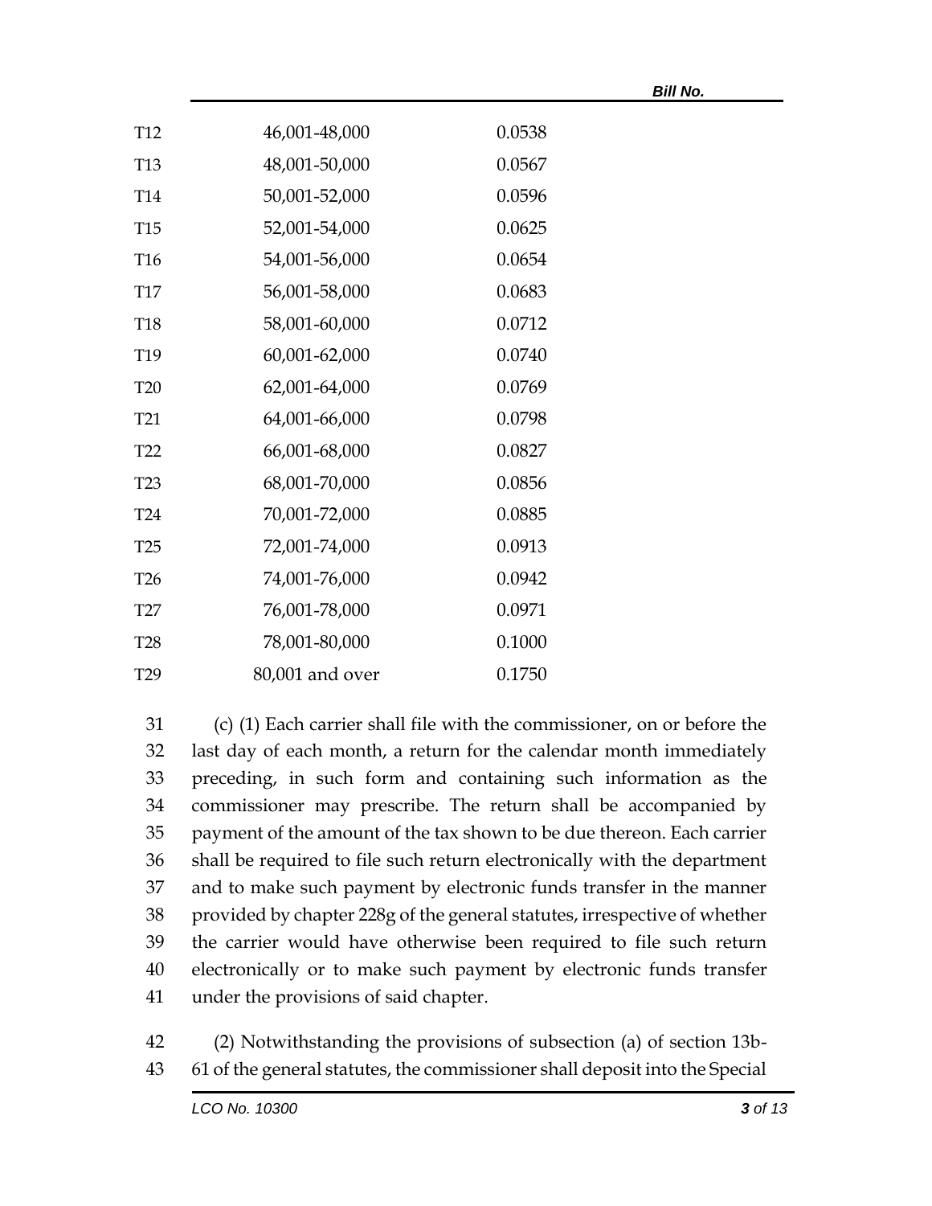| | | |
|---|---|---|
| T12 | 46,001-48,000 | 0.0538 |
| T13 | 48,001-50,000 | 0.0567 |
| T14 | 50,001-52,000 | 0.0596 |
| T15 | 52,001-54,000 | 0.0625 |
| T16 | 54,001-56,000 | 0.0654 |
| T17 | 56,001-58,000 | 0.0683 |
| T18 | 58,001-60,000 | 0.0712 |
| T19 | 60,001-62,000 | 0.0740 |
| T20 | 62,001-64,000 | 0.0769 |
| T21 | 64,001-66,000 | 0.0798 |
| T22 | 66,001-68,000 | 0.0827 |
| T23 | 68,001-70,000 | 0.0856 |
| T24 | 70,001-72,000 | 0.0885 |
| T25 | 72,001-74,000 | 0.0913 |
| T26 | 74,001-76,000 | 0.0942 |
| T27 | 76,001-78,000 | 0.0971 |
| T28 | 78,001-80,000 | 0.1000 |
| T29 | 80,001 and over | 0.1750 |

31 (c) (1) Each carrier shall file with the commissioner, on or before the
32 last day of each month, a return for the calendar month immediately
33 preceding, in such form and containing such information as the
34 commissioner may prescribe. The return shall be accompanied by
35 payment of the amount of the tax shown to be due thereon. Each carrier
36 shall be required to file such return electronically with the department
37 and to make such payment by electronic funds transfer in the manner
38 provided by chapter 228g of the general statutes, irrespective of whether
39 the carrier would have otherwise been required to file such return
40 electronically or to make such payment by electronic funds transfer
41 under the provisions of said chapter.

42 (2) Notwithstanding the provisions of subsection (a) of section 13b-
43 61 of the general statutes, the commissioner shall deposit into the Special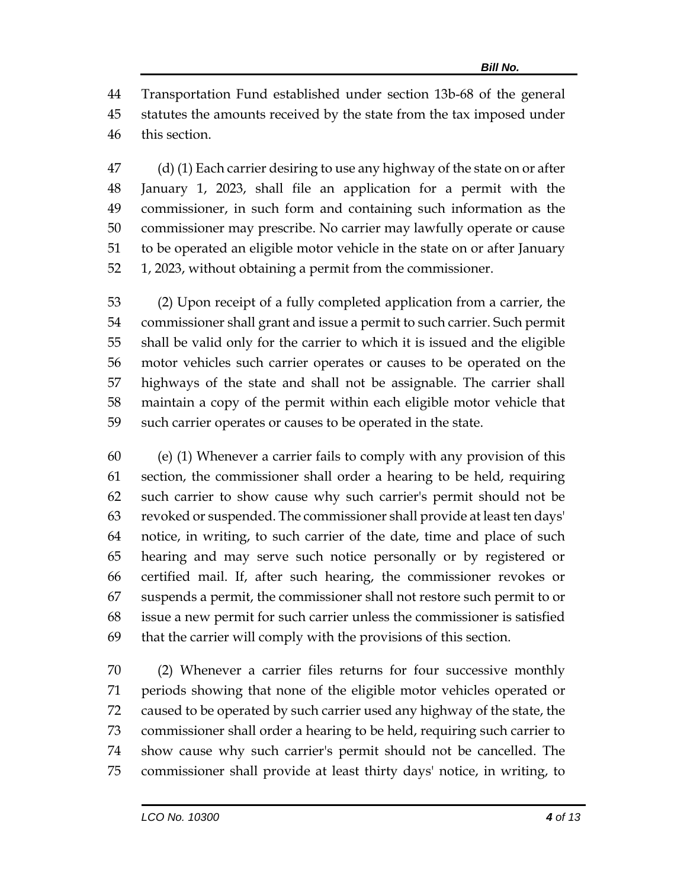Transportation Fund established under section 13b-68 of the general statutes the amounts received by the state from the tax imposed under this section.

(d) (1) Each carrier desiring to use any highway of the state on or after January 1, 2023, shall file an application for a permit with the commissioner, in such form and containing such information as the commissioner may prescribe. No carrier may lawfully operate or cause to be operated an eligible motor vehicle in the state on or after January 1, 2023, without obtaining a permit from the commissioner.

(2) Upon receipt of a fully completed application from a carrier, the commissioner shall grant and issue a permit to such carrier. Such permit shall be valid only for the carrier to which it is issued and the eligible motor vehicles such carrier operates or causes to be operated on the highways of the state and shall not be assignable. The carrier shall maintain a copy of the permit within each eligible motor vehicle that such carrier operates or causes to be operated in the state.

(e) (1) Whenever a carrier fails to comply with any provision of this section, the commissioner shall order a hearing to be held, requiring such carrier to show cause why such carrier's permit should not be revoked or suspended. The commissioner shall provide at least ten days' notice, in writing, to such carrier of the date, time and place of such hearing and may serve such notice personally or by registered or certified mail. If, after such hearing, the commissioner revokes or suspends a permit, the commissioner shall not restore such permit to or issue a new permit for such carrier unless the commissioner is satisfied that the carrier will comply with the provisions of this section.

(2) Whenever a carrier files returns for four successive monthly periods showing that none of the eligible motor vehicles operated or caused to be operated by such carrier used any highway of the state, the commissioner shall order a hearing to be held, requiring such carrier to show cause why such carrier's permit should not be cancelled. The commissioner shall provide at least thirty days' notice, in writing, to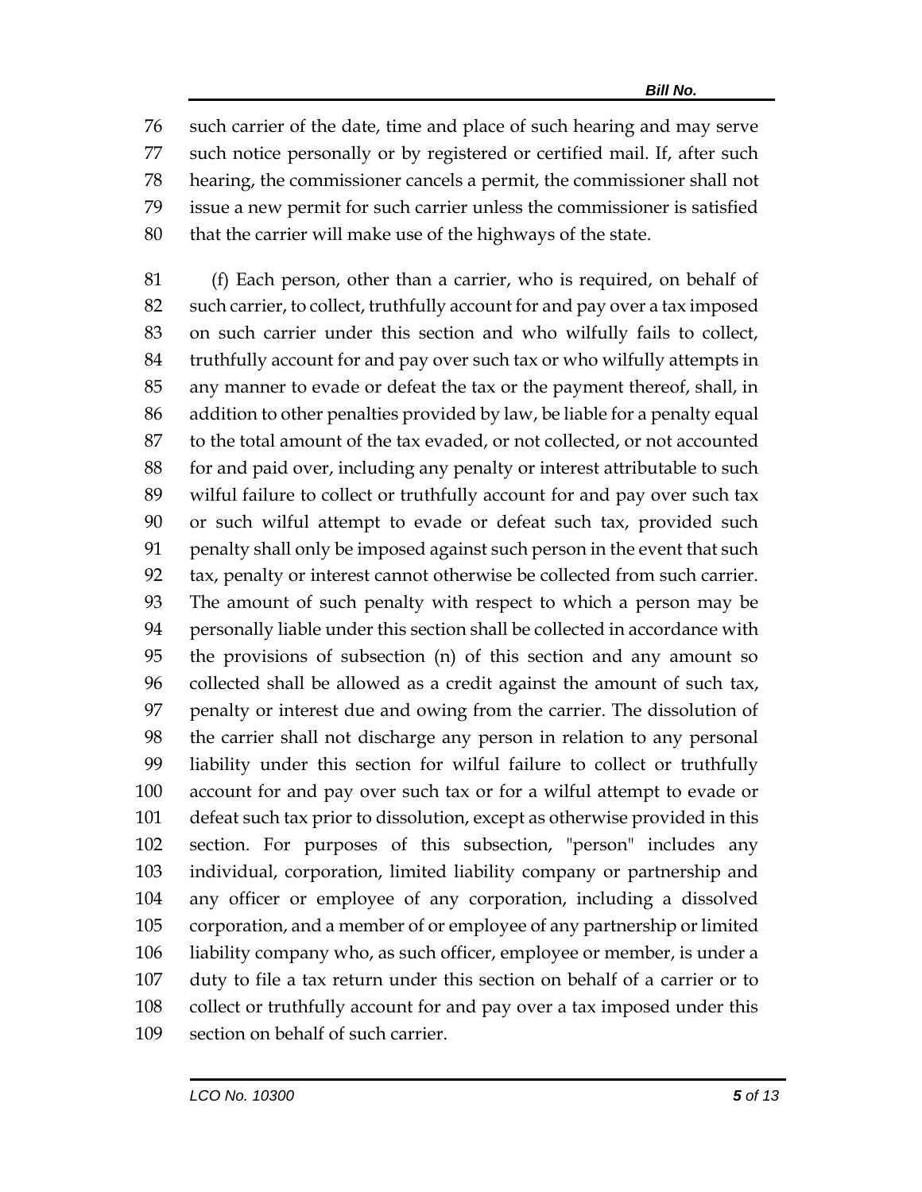such carrier of the date, time and place of such hearing and may serve such notice personally or by registered or certified mail. If, after such hearing, the commissioner cancels a permit, the commissioner shall not issue a new permit for such carrier unless the commissioner is satisfied that the carrier will make use of the highways of the state.

(f) Each person, other than a carrier, who is required, on behalf of such carrier, to collect, truthfully account for and pay over a tax imposed on such carrier under this section and who wilfully fails to collect, truthfully account for and pay over such tax or who wilfully attempts in any manner to evade or defeat the tax or the payment thereof, shall, in addition to other penalties provided by law, be liable for a penalty equal to the total amount of the tax evaded, or not collected, or not accounted for and paid over, including any penalty or interest attributable to such wilful failure to collect or truthfully account for and pay over such tax or such wilful attempt to evade or defeat such tax, provided such penalty shall only be imposed against such person in the event that such tax, penalty or interest cannot otherwise be collected from such carrier. The amount of such penalty with respect to which a person may be personally liable under this section shall be collected in accordance with the provisions of subsection (n) of this section and any amount so collected shall be allowed as a credit against the amount of such tax, penalty or interest due and owing from the carrier. The dissolution of the carrier shall not discharge any person in relation to any personal liability under this section for wilful failure to collect or truthfully account for and pay over such tax or for a wilful attempt to evade or defeat such tax prior to dissolution, except as otherwise provided in this section. For purposes of this subsection, "person" includes any individual, corporation, limited liability company or partnership and any officer or employee of any corporation, including a dissolved corporation, and a member of or employee of any partnership or limited liability company who, as such officer, employee or member, is under a duty to file a tax return under this section on behalf of a carrier or to collect or truthfully account for and pay over a tax imposed under this section on behalf of such carrier.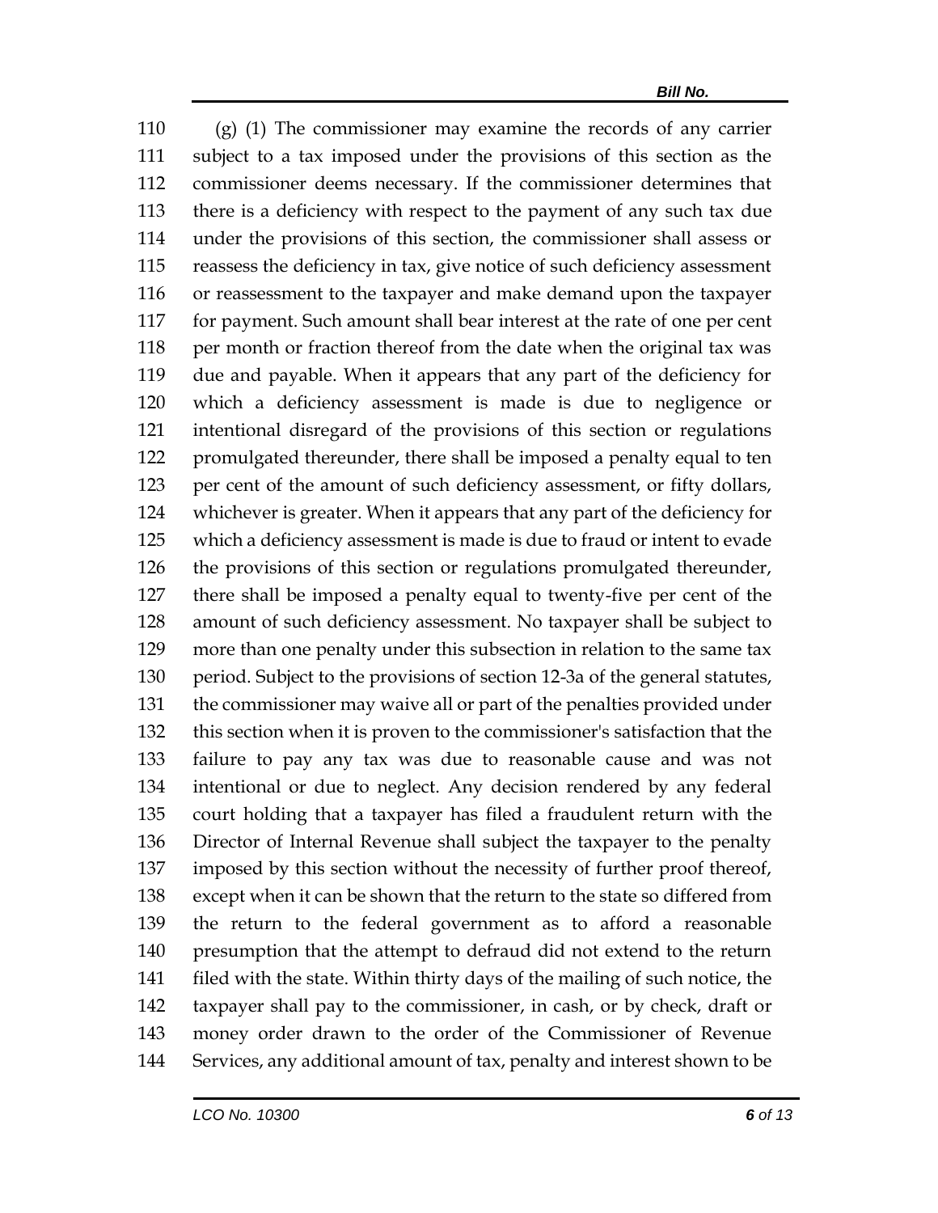(g) (1) The commissioner may examine the records of any carrier subject to a tax imposed under the provisions of this section as the commissioner deems necessary. If the commissioner determines that there is a deficiency with respect to the payment of any such tax due under the provisions of this section, the commissioner shall assess or reassess the deficiency in tax, give notice of such deficiency assessment or reassessment to the taxpayer and make demand upon the taxpayer for payment. Such amount shall bear interest at the rate of one per cent per month or fraction thereof from the date when the original tax was due and payable. When it appears that any part of the deficiency for which a deficiency assessment is made is due to negligence or intentional disregard of the provisions of this section or regulations promulgated thereunder, there shall be imposed a penalty equal to ten per cent of the amount of such deficiency assessment, or fifty dollars, whichever is greater. When it appears that any part of the deficiency for which a deficiency assessment is made is due to fraud or intent to evade the provisions of this section or regulations promulgated thereunder, there shall be imposed a penalty equal to twenty-five per cent of the amount of such deficiency assessment. No taxpayer shall be subject to more than one penalty under this subsection in relation to the same tax period. Subject to the provisions of section 12-3a of the general statutes, the commissioner may waive all or part of the penalties provided under this section when it is proven to the commissioner's satisfaction that the failure to pay any tax was due to reasonable cause and was not intentional or due to neglect. Any decision rendered by any federal court holding that a taxpayer has filed a fraudulent return with the Director of Internal Revenue shall subject the taxpayer to the penalty imposed by this section without the necessity of further proof thereof, except when it can be shown that the return to the state so differed from the return to the federal government as to afford a reasonable presumption that the attempt to defraud did not extend to the return filed with the state. Within thirty days of the mailing of such notice, the taxpayer shall pay to the commissioner, in cash, or by check, draft or money order drawn to the order of the Commissioner of Revenue Services, any additional amount of tax, penalty and interest shown to be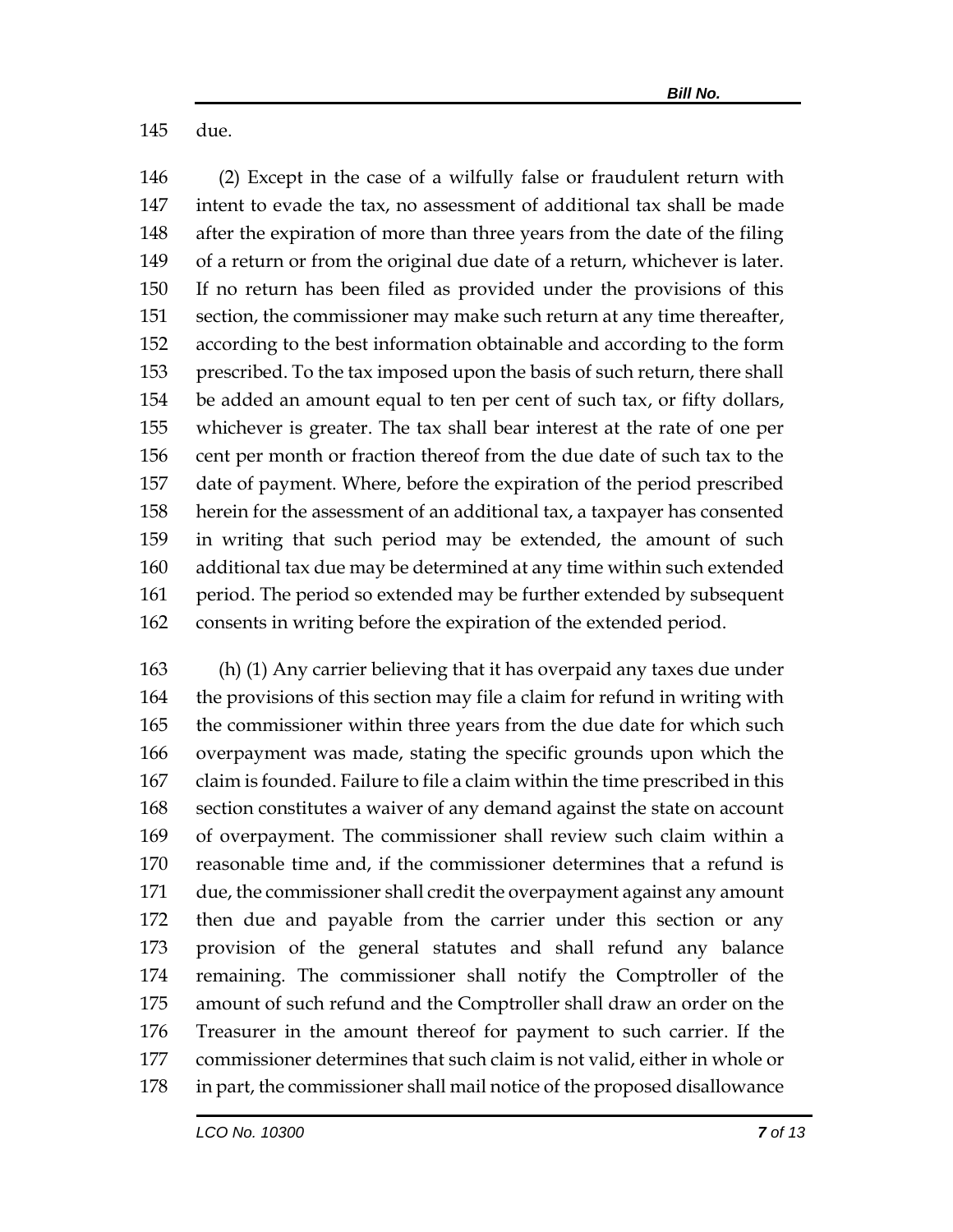due.

(2) Except in the case of a wilfully false or fraudulent return with intent to evade the tax, no assessment of additional tax shall be made after the expiration of more than three years from the date of the filing of a return or from the original due date of a return, whichever is later. If no return has been filed as provided under the provisions of this section, the commissioner may make such return at any time thereafter, according to the best information obtainable and according to the form prescribed. To the tax imposed upon the basis of such return, there shall be added an amount equal to ten per cent of such tax, or fifty dollars, whichever is greater. The tax shall bear interest at the rate of one per cent per month or fraction thereof from the due date of such tax to the date of payment. Where, before the expiration of the period prescribed herein for the assessment of an additional tax, a taxpayer has consented in writing that such period may be extended, the amount of such additional tax due may be determined at any time within such extended period. The period so extended may be further extended by subsequent consents in writing before the expiration of the extended period.

(h) (1) Any carrier believing that it has overpaid any taxes due under the provisions of this section may file a claim for refund in writing with the commissioner within three years from the due date for which such overpayment was made, stating the specific grounds upon which the claim is founded. Failure to file a claim within the time prescribed in this section constitutes a waiver of any demand against the state on account of overpayment. The commissioner shall review such claim within a reasonable time and, if the commissioner determines that a refund is due, the commissioner shall credit the overpayment against any amount then due and payable from the carrier under this section or any provision of the general statutes and shall refund any balance remaining. The commissioner shall notify the Comptroller of the amount of such refund and the Comptroller shall draw an order on the Treasurer in the amount thereof for payment to such carrier. If the commissioner determines that such claim is not valid, either in whole or in part, the commissioner shall mail notice of the proposed disallowance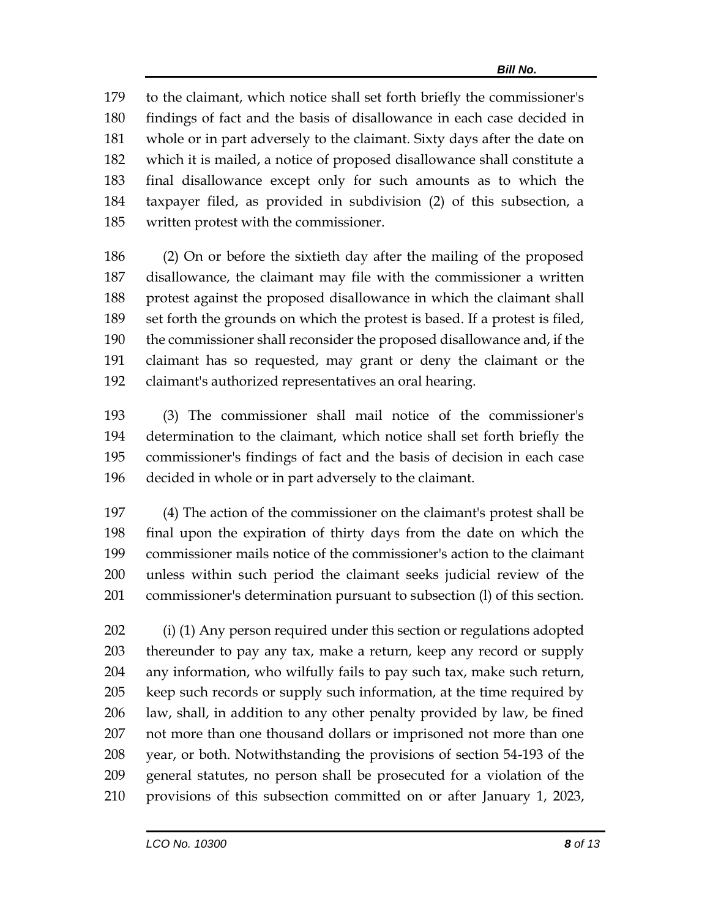to the claimant, which notice shall set forth briefly the commissioner's findings of fact and the basis of disallowance in each case decided in whole or in part adversely to the claimant. Sixty days after the date on which it is mailed, a notice of proposed disallowance shall constitute a final disallowance except only for such amounts as to which the taxpayer filed, as provided in subdivision (2) of this subsection, a written protest with the commissioner.

(2) On or before the sixtieth day after the mailing of the proposed disallowance, the claimant may file with the commissioner a written protest against the proposed disallowance in which the claimant shall set forth the grounds on which the protest is based. If a protest is filed, the commissioner shall reconsider the proposed disallowance and, if the claimant has so requested, may grant or deny the claimant or the claimant's authorized representatives an oral hearing.

(3) The commissioner shall mail notice of the commissioner's determination to the claimant, which notice shall set forth briefly the commissioner's findings of fact and the basis of decision in each case decided in whole or in part adversely to the claimant.

(4) The action of the commissioner on the claimant's protest shall be final upon the expiration of thirty days from the date on which the commissioner mails notice of the commissioner's action to the claimant unless within such period the claimant seeks judicial review of the commissioner's determination pursuant to subsection (l) of this section.

(i) (1) Any person required under this section or regulations adopted thereunder to pay any tax, make a return, keep any record or supply any information, who wilfully fails to pay such tax, make such return, keep such records or supply such information, at the time required by law, shall, in addition to any other penalty provided by law, be fined not more than one thousand dollars or imprisoned not more than one year, or both. Notwithstanding the provisions of section 54-193 of the general statutes, no person shall be prosecuted for a violation of the provisions of this subsection committed on or after January 1, 2023,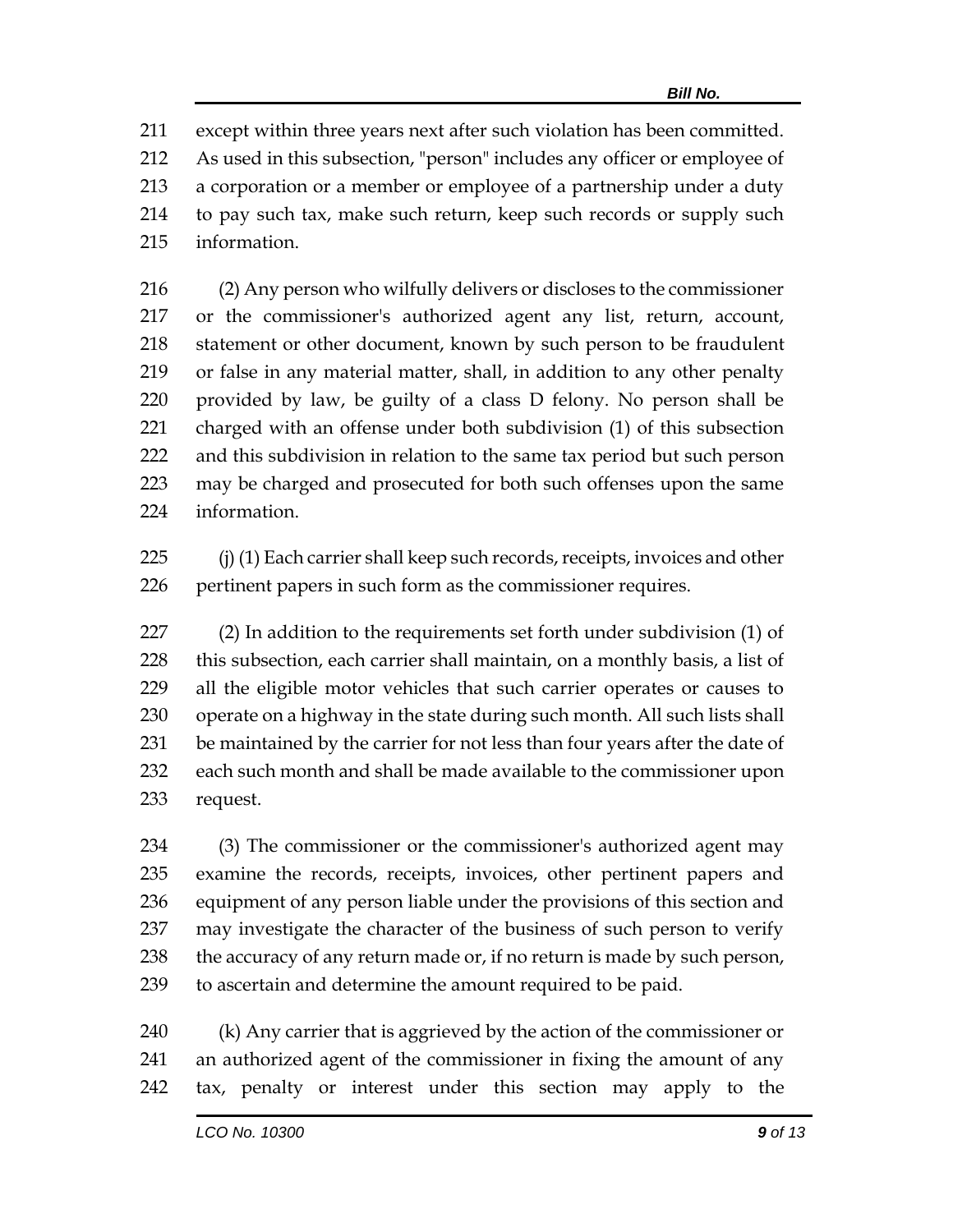except within three years next after such violation has been committed. As used in this subsection, "person" includes any officer or employee of a corporation or a member or employee of a partnership under a duty to pay such tax, make such return, keep such records or supply such information.

(2) Any person who wilfully delivers or discloses to the commissioner or the commissioner's authorized agent any list, return, account, statement or other document, known by such person to be fraudulent or false in any material matter, shall, in addition to any other penalty provided by law, be guilty of a class D felony. No person shall be charged with an offense under both subdivision (1) of this subsection and this subdivision in relation to the same tax period but such person may be charged and prosecuted for both such offenses upon the same information.

(j) (1) Each carrier shall keep such records, receipts, invoices and other pertinent papers in such form as the commissioner requires.

(2) In addition to the requirements set forth under subdivision (1) of this subsection, each carrier shall maintain, on a monthly basis, a list of all the eligible motor vehicles that such carrier operates or causes to operate on a highway in the state during such month. All such lists shall be maintained by the carrier for not less than four years after the date of each such month and shall be made available to the commissioner upon request.

(3) The commissioner or the commissioner's authorized agent may examine the records, receipts, invoices, other pertinent papers and equipment of any person liable under the provisions of this section and may investigate the character of the business of such person to verify the accuracy of any return made or, if no return is made by such person, to ascertain and determine the amount required to be paid.

(k) Any carrier that is aggrieved by the action of the commissioner or an authorized agent of the commissioner in fixing the amount of any tax, penalty or interest under this section may apply to the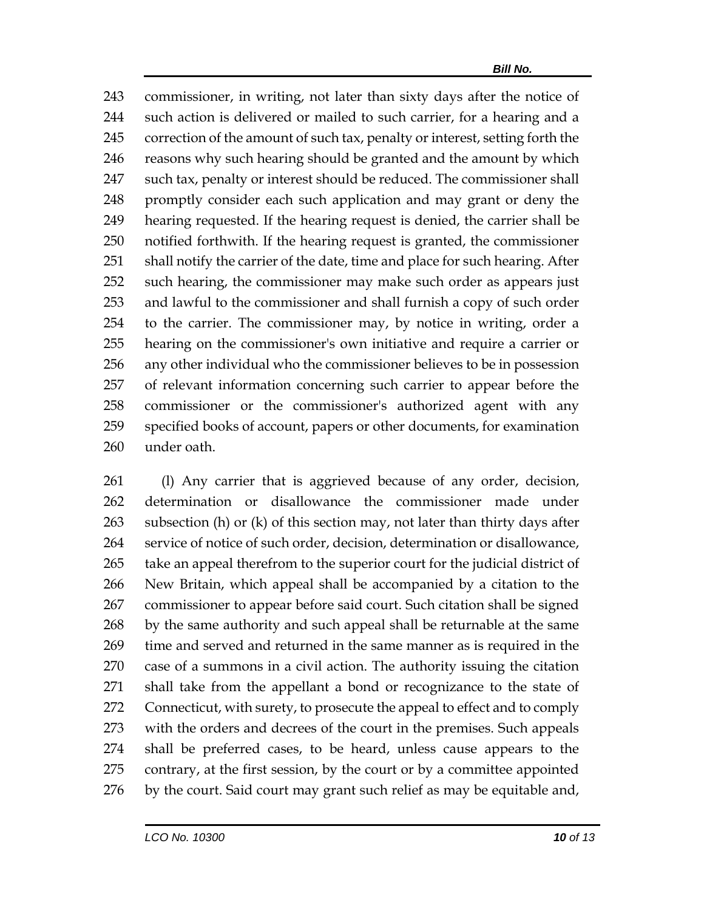commissioner, in writing, not later than sixty days after the notice of such action is delivered or mailed to such carrier, for a hearing and a correction of the amount of such tax, penalty or interest, setting forth the reasons why such hearing should be granted and the amount by which such tax, penalty or interest should be reduced. The commissioner shall promptly consider each such application and may grant or deny the hearing requested. If the hearing request is denied, the carrier shall be notified forthwith. If the hearing request is granted, the commissioner shall notify the carrier of the date, time and place for such hearing. After such hearing, the commissioner may make such order as appears just and lawful to the commissioner and shall furnish a copy of such order to the carrier. The commissioner may, by notice in writing, order a hearing on the commissioner's own initiative and require a carrier or any other individual who the commissioner believes to be in possession of relevant information concerning such carrier to appear before the commissioner or the commissioner's authorized agent with any specified books of account, papers or other documents, for examination under oath.

(l) Any carrier that is aggrieved because of any order, decision, determination or disallowance the commissioner made under subsection (h) or (k) of this section may, not later than thirty days after service of notice of such order, decision, determination or disallowance, take an appeal therefrom to the superior court for the judicial district of New Britain, which appeal shall be accompanied by a citation to the commissioner to appear before said court. Such citation shall be signed by the same authority and such appeal shall be returnable at the same time and served and returned in the same manner as is required in the case of a summons in a civil action. The authority issuing the citation shall take from the appellant a bond or recognizance to the state of Connecticut, with surety, to prosecute the appeal to effect and to comply with the orders and decrees of the court in the premises. Such appeals shall be preferred cases, to be heard, unless cause appears to the contrary, at the first session, by the court or by a committee appointed by the court. Said court may grant such relief as may be equitable and,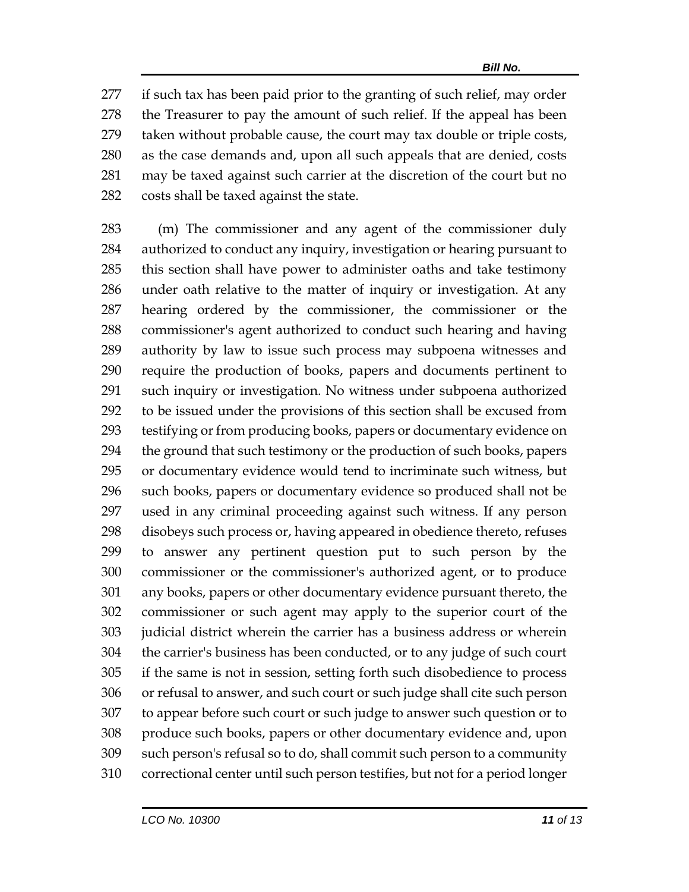if such tax has been paid prior to the granting of such relief, may order the Treasurer to pay the amount of such relief. If the appeal has been taken without probable cause, the court may tax double or triple costs, as the case demands and, upon all such appeals that are denied, costs may be taxed against such carrier at the discretion of the court but no costs shall be taxed against the state.

(m) The commissioner and any agent of the commissioner duly authorized to conduct any inquiry, investigation or hearing pursuant to this section shall have power to administer oaths and take testimony under oath relative to the matter of inquiry or investigation. At any hearing ordered by the commissioner, the commissioner or the commissioner's agent authorized to conduct such hearing and having authority by law to issue such process may subpoena witnesses and require the production of books, papers and documents pertinent to such inquiry or investigation. No witness under subpoena authorized to be issued under the provisions of this section shall be excused from testifying or from producing books, papers or documentary evidence on the ground that such testimony or the production of such books, papers or documentary evidence would tend to incriminate such witness, but such books, papers or documentary evidence so produced shall not be used in any criminal proceeding against such witness. If any person disobeys such process or, having appeared in obedience thereto, refuses to answer any pertinent question put to such person by the commissioner or the commissioner's authorized agent, or to produce any books, papers or other documentary evidence pursuant thereto, the commissioner or such agent may apply to the superior court of the judicial district wherein the carrier has a business address or wherein the carrier's business has been conducted, or to any judge of such court if the same is not in session, setting forth such disobedience to process or refusal to answer, and such court or such judge shall cite such person to appear before such court or such judge to answer such question or to produce such books, papers or other documentary evidence and, upon such person's refusal so to do, shall commit such person to a community correctional center until such person testifies, but not for a period longer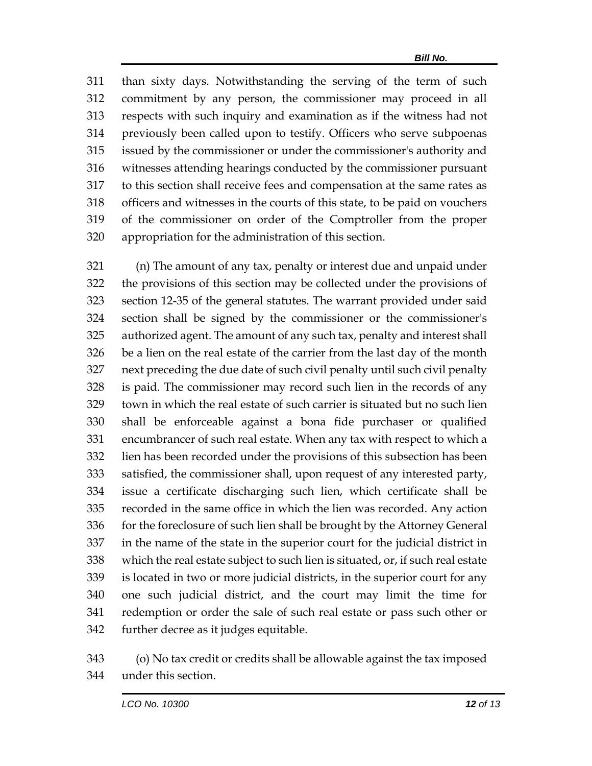than sixty days. Notwithstanding the serving of the term of such commitment by any person, the commissioner may proceed in all respects with such inquiry and examination as if the witness had not previously been called upon to testify. Officers who serve subpoenas issued by the commissioner or under the commissioner's authority and witnesses attending hearings conducted by the commissioner pursuant to this section shall receive fees and compensation at the same rates as officers and witnesses in the courts of this state, to be paid on vouchers of the commissioner on order of the Comptroller from the proper appropriation for the administration of this section.

(n) The amount of any tax, penalty or interest due and unpaid under the provisions of this section may be collected under the provisions of section 12-35 of the general statutes. The warrant provided under said section shall be signed by the commissioner or the commissioner's authorized agent. The amount of any such tax, penalty and interest shall be a lien on the real estate of the carrier from the last day of the month next preceding the due date of such civil penalty until such civil penalty is paid. The commissioner may record such lien in the records of any town in which the real estate of such carrier is situated but no such lien shall be enforceable against a bona fide purchaser or qualified encumbrancer of such real estate. When any tax with respect to which a lien has been recorded under the provisions of this subsection has been satisfied, the commissioner shall, upon request of any interested party, issue a certificate discharging such lien, which certificate shall be recorded in the same office in which the lien was recorded. Any action for the foreclosure of such lien shall be brought by the Attorney General in the name of the state in the superior court for the judicial district in which the real estate subject to such lien is situated, or, if such real estate is located in two or more judicial districts, in the superior court for any one such judicial district, and the court may limit the time for redemption or order the sale of such real estate or pass such other or further decree as it judges equitable.

(o) No tax credit or credits shall be allowable against the tax imposed under this section.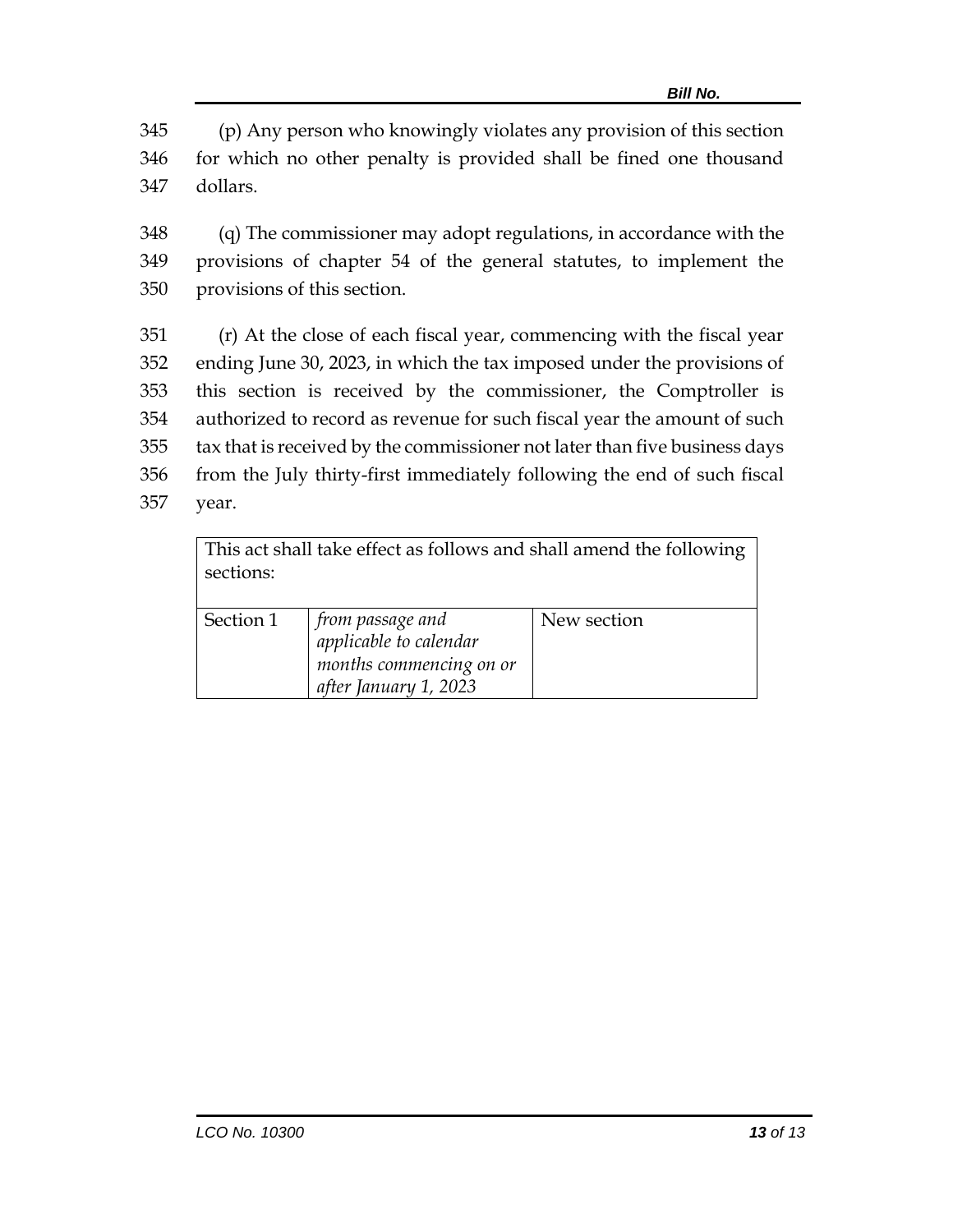(p) Any person who knowingly violates any provision of this section for which no other penalty is provided shall be fined one thousand dollars.

(q) The commissioner may adopt regulations, in accordance with the provisions of chapter 54 of the general statutes, to implement the provisions of this section.

(r) At the close of each fiscal year, commencing with the fiscal year ending June 30, 2023, in which the tax imposed under the provisions of this section is received by the commissioner, the Comptroller is authorized to record as revenue for such fiscal year the amount of such tax that is received by the commissioner not later than five business days from the July thirty-first immediately following the end of such fiscal year.

| This act shall take effect as follows and shall amend the following sections: | | |
|---|---|---|
| Section 1 | *from passage and applicable to calendar months commencing on or after January 1, 2023* | New section |